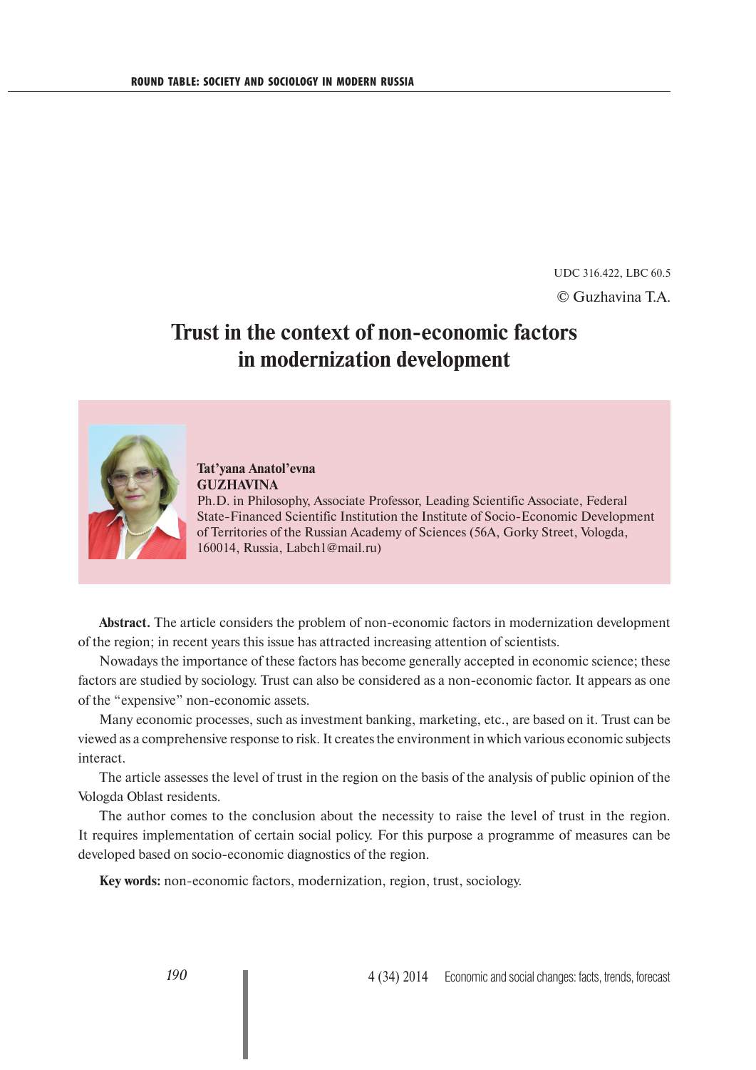UDC 316.422, LBC 60.5

© Guzhavina T.A.

# Trust in the context of non-economic factors in modernization development

**Tat'yana Anatol'evna GUZHAVINA**

Ph.D. in Philosophy, Associate Professor, Leading Scientific Associate, Federal State-Financed Scientific Institution the Institute of Socio-Economic Development of Territories of the Russian Academy of Sciences (56A, Gorky Street, Vologda, 160014, Russia, Labch1@mail.ru)

**Abstract.** The article considers the problem of non-economic factors in modernization development of the region; in recent years this issue has attracted increasing attention of scientists.

Nowadays the importance of these factors has become generally accepted in economic science; these factors are studied by sociology. Trust can also be considered as a non-economic factor. It appears as one of the "expensive" non-economic assets.

Many economic processes, such as investment banking, marketing, etc., are based on it. Trust can be viewed as a comprehensive response to risk. It creates the environment in which various economic subjects interact.

The article assesses the level of trust in the region on the basis of the analysis of public opinion of the Vologda Oblast residents.

The author comes to the conclusion about the necessity to raise the level of trust in the region. It requires implementation of certain social policy. For this purpose a programme of measures can be developed based on socio-economic diagnostics of the region.

**Key words:** non-economic factors, modernization, region, trust, sociology.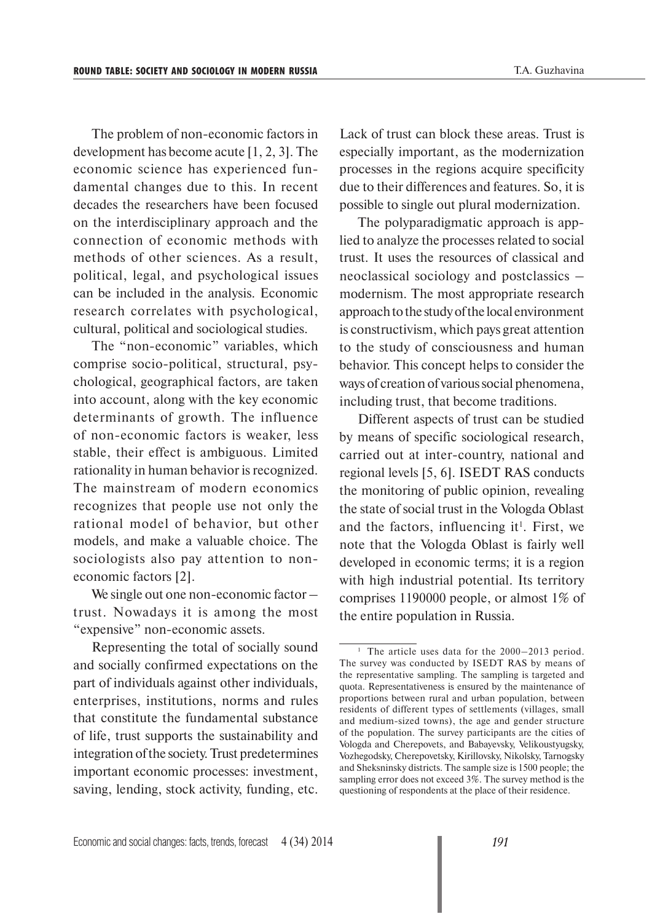The problem of non-economic factors in development has become acute [1, 2, 3]. The economic science has experienced fundamental changes due to this. In recent decades the researchers have been focused on the interdisciplinary approach and the connection of economic methods with methods of other sciences. As a result, political, legal, and psychological issues can be included in the analysis. Economic research correlates with psychological, cultural, political and sociological studies.

The "non-economic" variables, which comprise socio-political, structural, psychological, geographical factors, are taken into account, along with the key economic determinants of growth. The influence of non-economic factors is weaker, less stable, their effect is ambiguous. Limited rationality in human behavior is recognized. The mainstream of modern economics recognizes that people use not only the rational model of behavior, but other models, and make a valuable choice. The sociologists also pay attention to non-economic factors [2].

We single out one non-economic factor – trust. Nowadays it is among the most "expensive" non-economic assets.

Representing the total of socially sound and socially confirmed expectations on the part of individuals against other individuals, enterprises, institutions, norms and rules that constitute the fundamental substance of life, trust supports the sustainability and integration of the society. Trust predetermines important economic processes: investment, saving, lending, stock activity, funding, etc. Lack of trust can block these areas. Trust is especially important, as the modernization processes in the regions acquire specificity due to their differences and features. So, it is possible to single out plural modernization.

The polyparadigmatic approach is applied to analyze the processes related to social trust. It uses the resources of classical and neoclassical sociology and postclassics – modernism. The most appropriate research approach to the study of the local environment is constructivism, which pays great attention to the study of consciousness and human behavior. This concept helps to consider the ways of creation of various social phenomena, including trust, that become traditions.

Different aspects of trust can be studied by means of specific sociological research, carried out at inter-country, national and regional levels [5, 6]. ISEDT RAS conducts the monitoring of public opinion, revealing the state of social trust in the Vologda Oblast and the factors, influencing it[1]. First, we note that the Vologda Oblast is fairly well developed in economic terms; it is a region with high industrial potential. Its territory comprises 1190000 people, or almost 1% of the entire population in Russia.

[1] The article uses data for the 2000–2013 period. The survey was conducted by ISEDT RAS by means of the representative sampling. The sampling is targeted and quota. Representativeness is ensured by the maintenance of proportions between rural and urban population, between residents of different types of settlements (villages, small and medium-sized towns), the age and gender structure of the population. The survey participants are the cities of Vologda and Cherepovets, and Babayevsky, Velikoustyugsky, Vozhegodsky, Cherepovetsky, Kirillovsky, Nikolsky, Tarnogsky and Sheksninsky districts. The sample size is 1500 people; the sampling error does not exceed 3%. The survey method is the questioning of respondents at the place of their residence.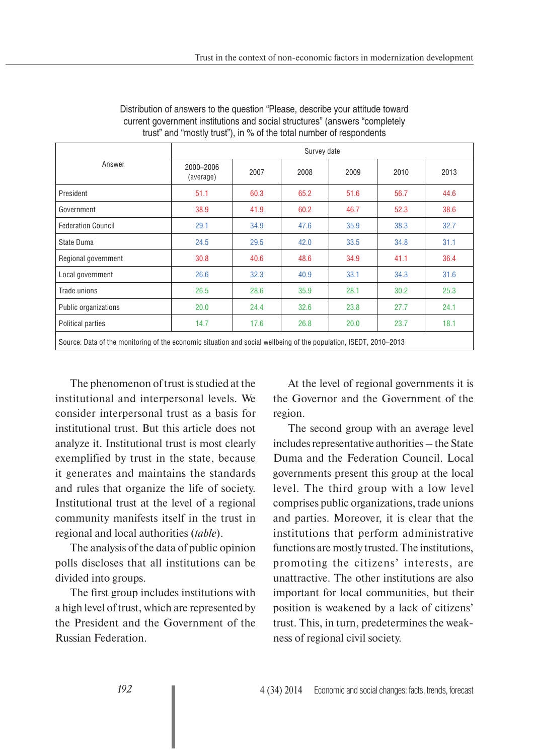Distribution of answers to the question "Please, describe your attitude toward current government institutions and social structures" (answers "completely trust" and "mostly trust"), in % of the total number of respondents

| Answer | Survey date | | | | | |
|---|---|---|---|---|---|---|
| | 2000–2006 (average) | 2007 | 2008 | 2009 | 2010 | 2013 |
| President | 51.1 | 60.3 | 65.2 | 51.6 | 56.7 | 44.6 |
| Government | 38.9 | 41.9 | 60.2 | 46.7 | 52.3 | 38.6 |
| Federation Council | 29.1 | 34.9 | 47.6 | 35.9 | 38.3 | 32.7 |
| State Duma | 24.5 | 29.5 | 42.0 | 33.5 | 34.8 | 31.1 |
| Regional government | 30.8 | 40.6 | 48.6 | 34.9 | 41.1 | 36.4 |
| Local government | 26.6 | 32.3 | 40.9 | 33.1 | 34.3 | 31.6 |
| Trade unions | 26.5 | 28.6 | 35.9 | 28.1 | 30.2 | 25.3 |
| Public organizations | 20.0 | 24.4 | 32.6 | 23.8 | 27.7 | 24.1 |
| Political parties | 14.7 | 17.6 | 26.8 | 20.0 | 23.7 | 18.1 |

Source: Data of the monitoring of the economic situation and social wellbeing of the population, ISEDT, 2010–2013

The phenomenon of trust is studied at the institutional and interpersonal levels. We consider interpersonal trust as a basis for institutional trust. But this article does not analyze it. Institutional trust is most clearly exemplified by trust in the state, because it generates and maintains the standards and rules that organize the life of society. Institutional trust at the level of a regional community manifests itself in the trust in regional and local authorities (*table*).

The analysis of the data of public opinion polls discloses that all institutions can be divided into groups.

The first group includes institutions with a high level of trust, which are represented by the President and the Government of the Russian Federation.

At the level of regional governments it is the Governor and the Government of the region.

The second group with an average level includes representative authorities – the State Duma and the Federation Council. Local governments present this group at the local level. The third group with a low level comprises public organizations, trade unions and parties. Moreover, it is clear that the institutions that perform administrative functions are mostly trusted. The institutions, promoting the citizens' interests, are unattractive. The other institutions are also important for local communities, but their position is weakened by a lack of citizens' trust. This, in turn, predetermines the weakness of regional civil society.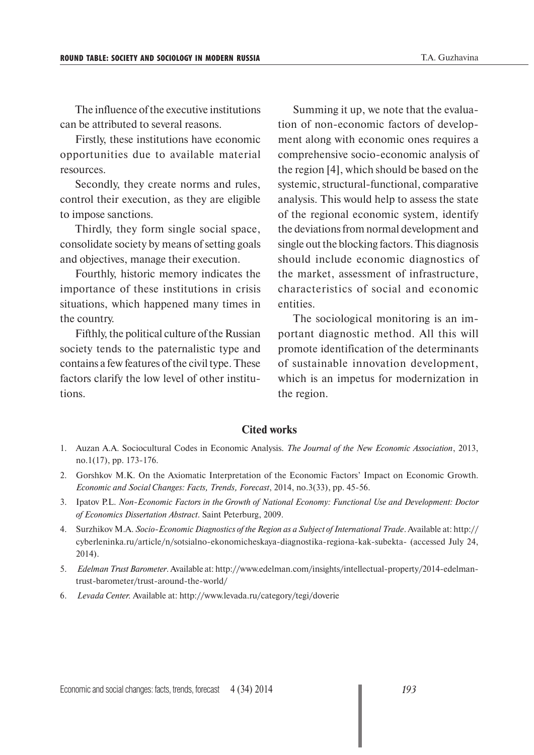The influence of the executive institutions can be attributed to several reasons.

Firstly, these institutions have economic opportunities due to available material resources.

Secondly, they create norms and rules, control their execution, as they are eligible to impose sanctions.

Thirdly, they form single social space, consolidate society by means of setting goals and objectives, manage their execution.

Fourthly, historic memory indicates the importance of these institutions in crisis situations, which happened many times in the country.

Fifthly, the political culture of the Russian society tends to the paternalistic type and contains a few features of the civil type. These factors clarify the low level of other institutions.

Summing it up, we note that the evaluation of non-economic factors of development along with economic ones requires a comprehensive socio-economic analysis of the region [4], which should be based on the systemic, structural-functional, comparative analysis. This would help to assess the state of the regional economic system, identify the deviations from normal development and single out the blocking factors. This diagnosis should include economic diagnostics of the market, assessment of infrastructure, characteristics of social and economic entities.

The sociological monitoring is an important diagnostic method. All this will promote identification of the determinants of sustainable innovation development, which is an impetus for modernization in the region.

## Cited works

1. Auzan A.A. Sociocultural Codes in Economic Analysis. *The Journal of the New Economic Association*, 2013, no.1(17), pp. 173-176.
2. Gorshkov M.K. On the Axiomatic Interpretation of the Economic Factors' Impact on Economic Growth. *Economic and Social Changes: Facts, Trends, Forecast*, 2014, no.3(33), pp. 45-56.
3. Ipatov P.L. *Non-Economic Factors in the Growth of National Economy: Functional Use and Development: Doctor of Economics Dissertation Abstract*. Saint Peterburg, 2009.
4. Surzhikov M.A. *Socio-Economic Diagnostics of the Region as a Subject of International Trade*. Available at: http://cyberleninka.ru/article/n/sotsialno-ekonomicheskaya-diagnostika-regiona-kak-subekta- (accessed July 24, 2014).
5. *Edelman Trust Barometer*. Available at: http://www.edelman.com/insights/intellectual-property/2014-edelman-trust-barometer/trust-around-the-world/
6. *Levada Center.* Available at: http://www.levada.ru/category/tegi/doverie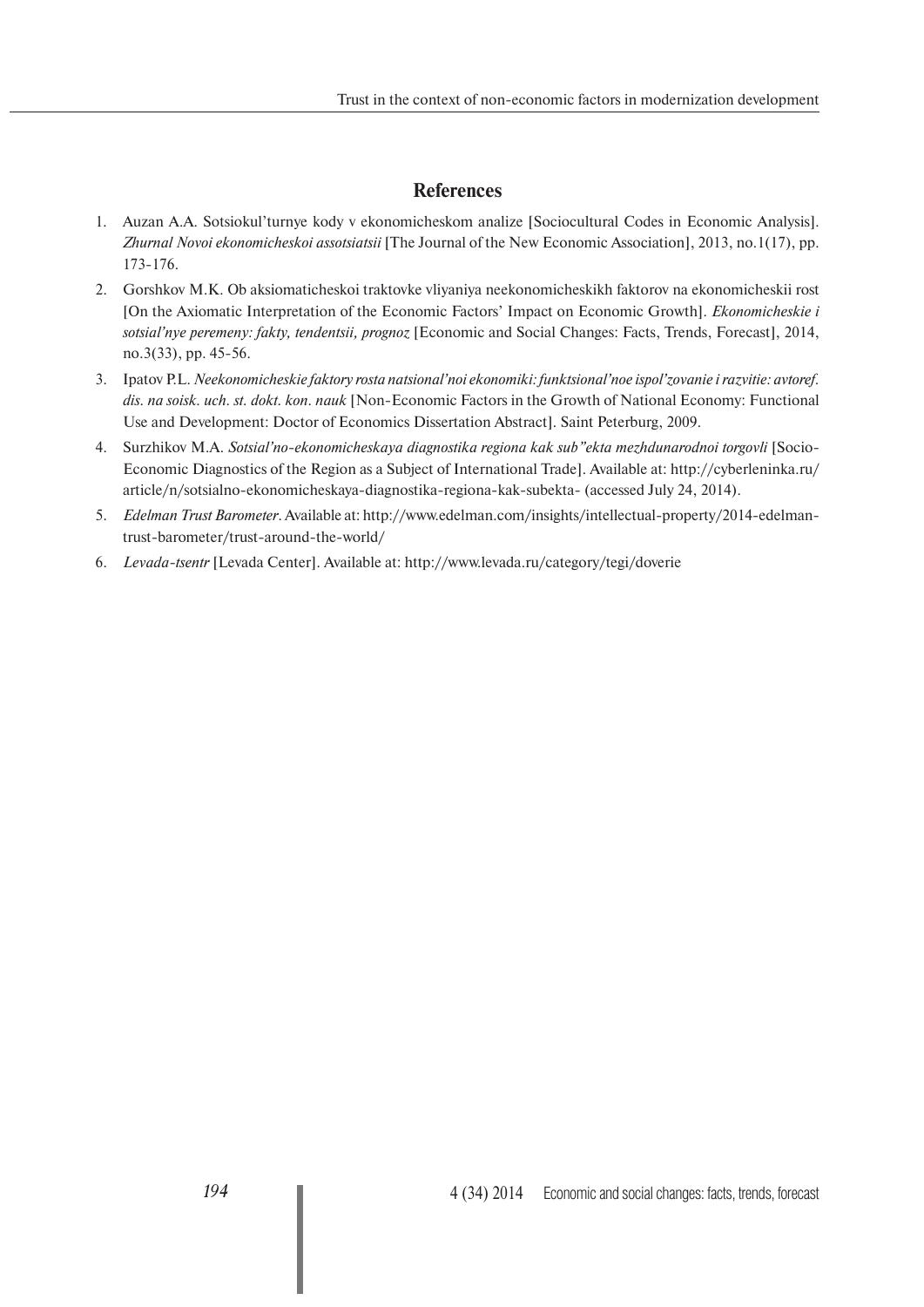## References

1. Auzan A.A. Sotsiokul'turnye kody v ekonomicheskom analize [Sociocultural Codes in Economic Analysis]. *Zhurnal Novoi ekonomicheskoi assotsiatsii* [The Journal of the New Economic Association], 2013, no.1(17), pp. 173-176.
2. Gorshkov M.K. Ob aksiomaticheskoi traktovke vliyaniya neekonomicheskikh faktorov na ekonomicheskii rost [On the Axiomatic Interpretation of the Economic Factors' Impact on Economic Growth]. *Ekonomicheskie i sotsial'nye peremeny: fakty, tendentsii, prognoz* [Economic and Social Changes: Facts, Trends, Forecast], 2014, no.3(33), pp. 45-56.
3. Ipatov P.L. *Neekonomicheskie faktory rosta natsional'noi ekonomiki: funktsional'noe ispol'zovanie i razvitie: avtoref. dis. na soisk. uch. st. dokt. kon. nauk* [Non-Economic Factors in the Growth of National Economy: Functional Use and Development: Doctor of Economics Dissertation Abstract]. Saint Peterburg, 2009.
4. Surzhikov M.A. *Sotsial'no-ekonomicheskaya diagnostika regiona kak sub"ekta mezhdunarodnoi torgovli* [Socio-Economic Diagnostics of the Region as a Subject of International Trade]. Available at: http://cyberleninka.ru/article/n/sotsialno-ekonomicheskaya-diagnostika-regiona-kak-subekta- (accessed July 24, 2014).
5. *Edelman Trust Barometer*. Available at: http://www.edelman.com/insights/intellectual-property/2014-edelman-trust-barometer/trust-around-the-world/
6. *Levada-tsentr* [Levada Center]. Available at: http://www.levada.ru/category/tegi/doverie